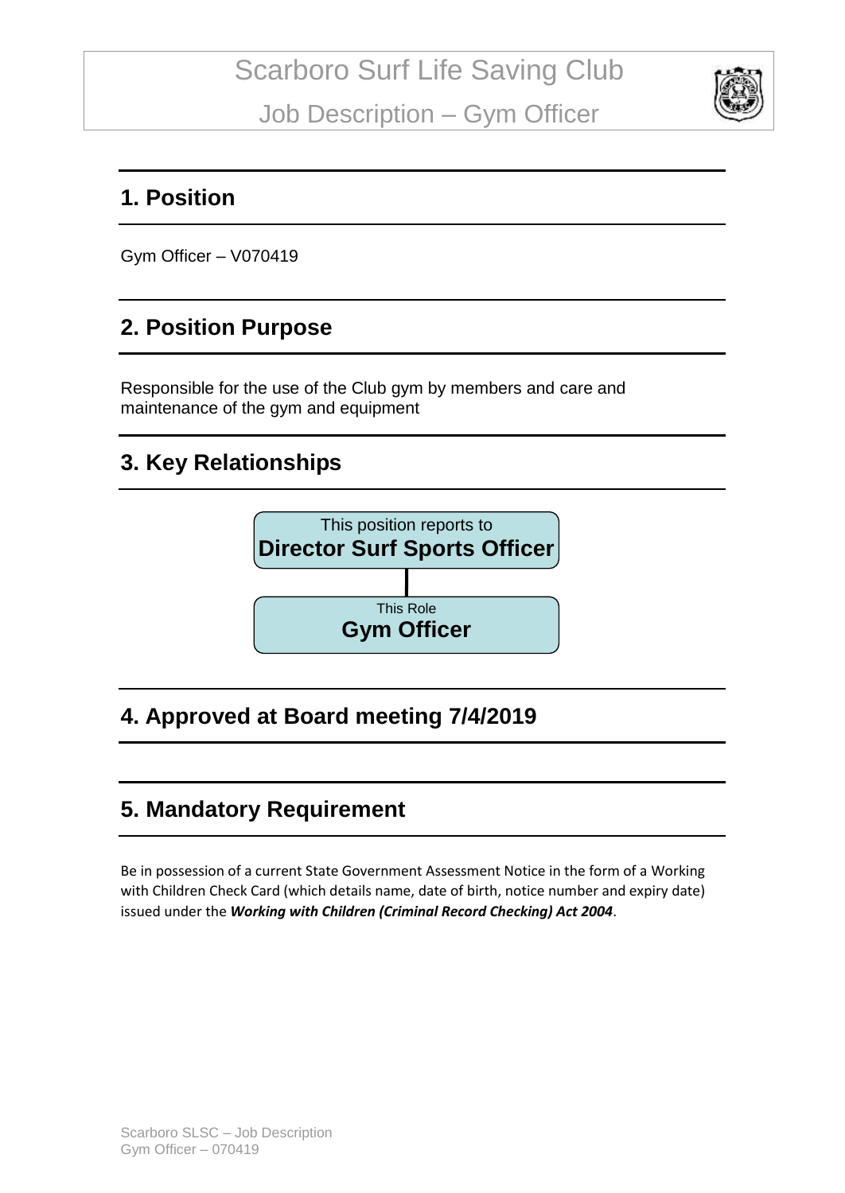# Scarboro Surf Life Saving Club

## Job Description – Gym Officer

## 1. Position

Gym Officer – V070419

## 2. Position Purpose

Responsible for the use of the Club gym by members and care and maintenance of the gym and equipment

## 3. Key Relationships

This position reports to
**Director Surf Sports Officer**

This Role
**Gym Officer**

## 4. Approved at Board meeting 7/4/2019

## 5. Mandatory Requirement

Be in possession of a current State Government Assessment Notice in the form of a Working with Children Check Card (which details name, date of birth, notice number and expiry date) issued under the ***Working with Children (Criminal Record Checking) Act 2004***.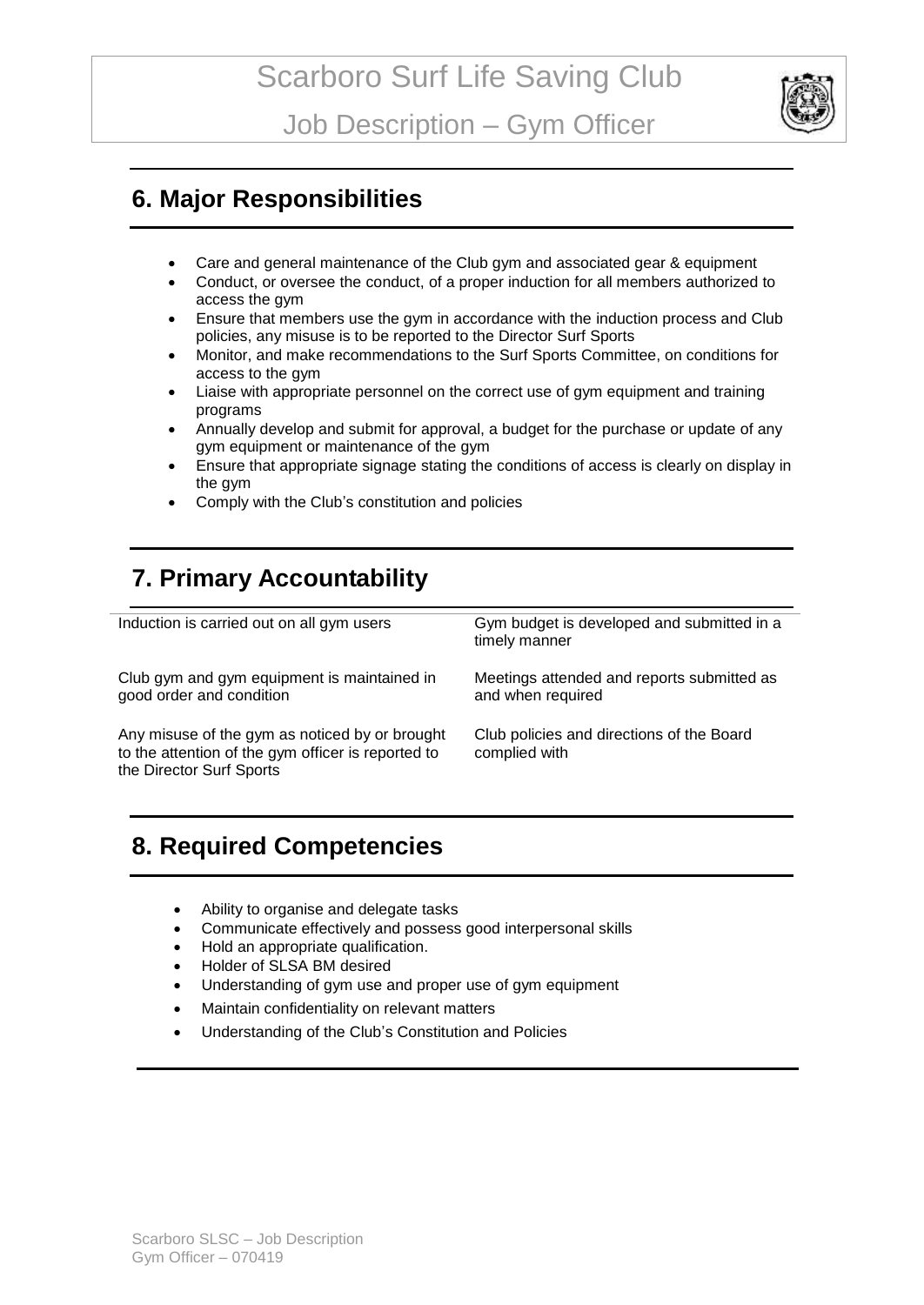## 6. Major Responsibilities

- Care and general maintenance of the Club gym and associated gear & equipment
- Conduct, or oversee the conduct, of a proper induction for all members authorized to access the gym
- Ensure that members use the gym in accordance with the induction process and Club policies, any misuse is to be reported to the Director Surf Sports
- Monitor, and make recommendations to the Surf Sports Committee, on conditions for access to the gym
- Liaise with appropriate personnel on the correct use of gym equipment and training programs
- Annually develop and submit for approval, a budget for the purchase or update of any gym equipment or maintenance of the gym
- Ensure that appropriate signage stating the conditions of access is clearly on display in the gym
- Comply with the Club's constitution and policies

## 7. Primary Accountability

| | |
|---|---|
| Induction is carried out on all gym users | Gym budget is developed and submitted in a timely manner |
| Club gym and gym equipment is maintained in good order and condition | Meetings attended and reports submitted as and when required |
| Any misuse of the gym as noticed by or brought to the attention of the gym officer is reported to the Director Surf Sports | Club policies and directions of the Board complied with |

## 8. Required Competencies

- Ability to organise and delegate tasks
- Communicate effectively and possess good interpersonal skills
- Hold an appropriate qualification.
- Holder of SLSA BM desired
- Understanding of gym use and proper use of gym equipment
- Maintain confidentiality on relevant matters
- Understanding of the Club's Constitution and Policies